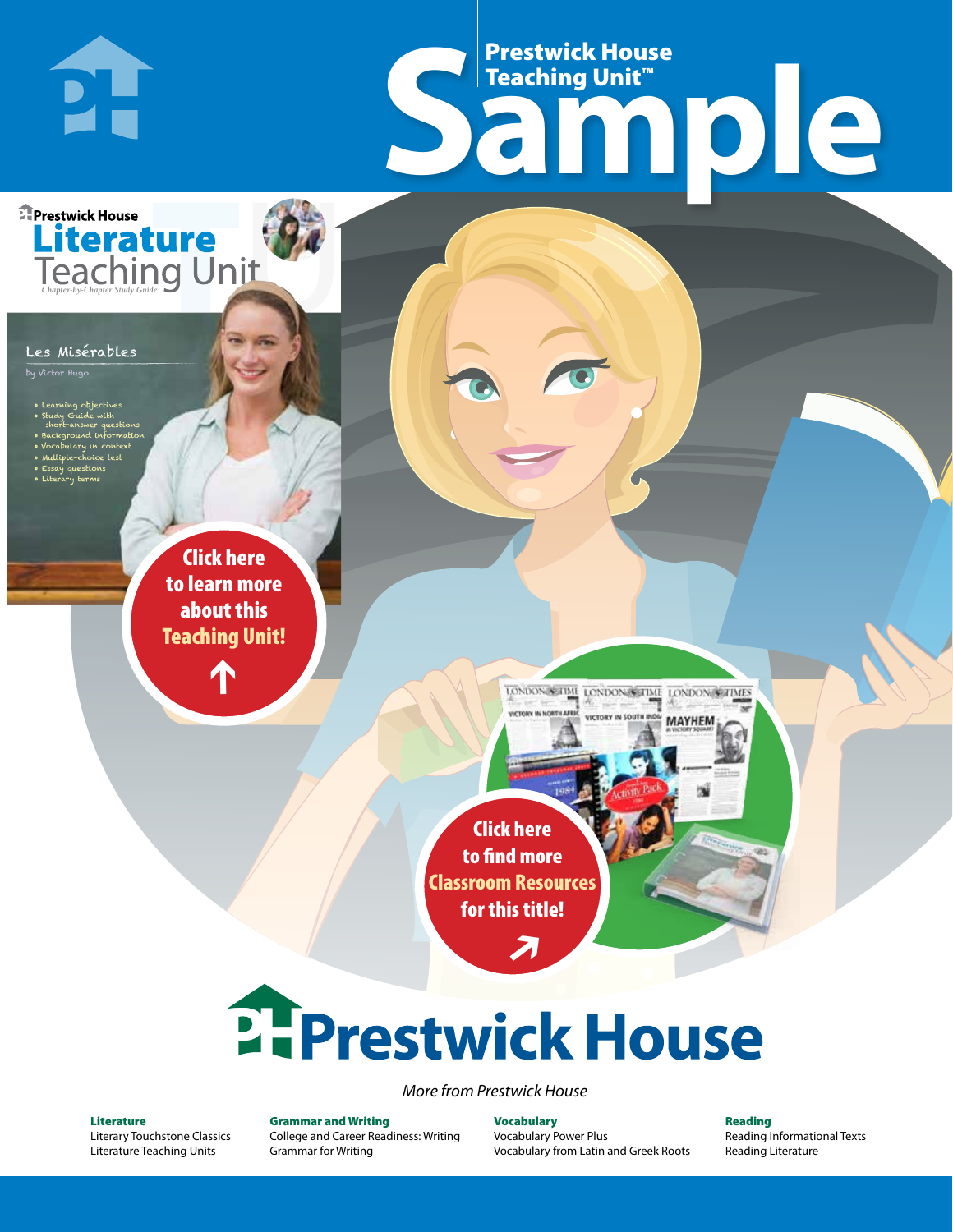# Prestwick House Teaching Unit™ Sample

Prestwick House

## Literature Teaching Unit

Chapter-by-Chapter Study Guide

### Les Misérables

by Victor Hugo

- Learning objectives
- Study Guide with short-answer questions
- Background information
- Vocabulary in context
- Multiple-choice test
- Essay questions
- Literary terms

Click here to learn more about this Teaching Unit!

Click here to find more Classroom Resources for this title!

# Prestwick House

*More from Prestwick House*

**Literature**
Literary Touchstone Classics
Literature Teaching Units

**Grammar and Writing**
College and Career Readiness: Writing
Grammar for Writing

**Vocabulary**
Vocabulary Power Plus
Vocabulary from Latin and Greek Roots

**Reading**
Reading Informational Texts
Reading Literature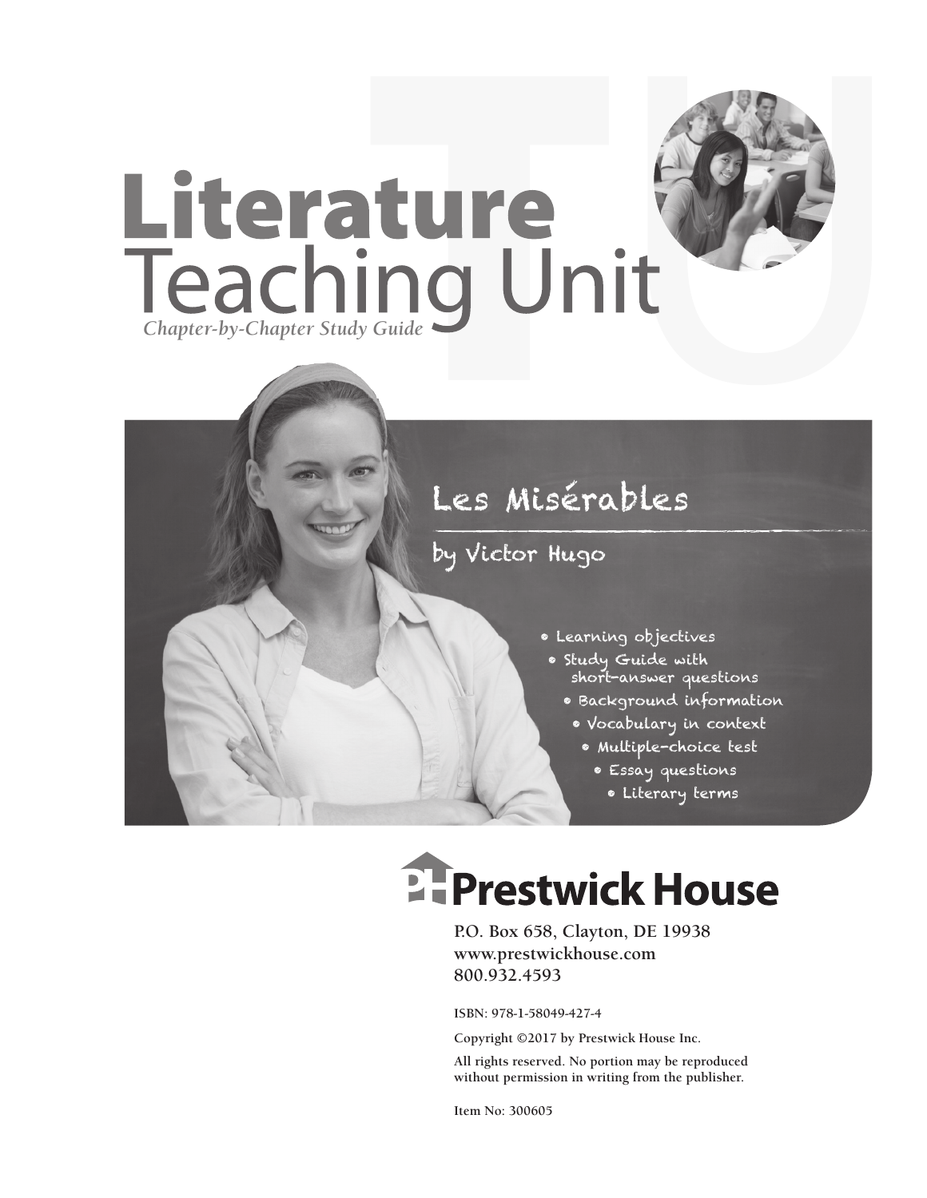# Literature Teaching Unit

*Chapter-by-Chapter Study Guide*

## Les Misérables

### by Victor Hugo

- Learning objectives
- Study Guide with short-answer questions
- Background information
- Vocabulary in context
- Multiple-choice test
- Essay questions
- Literary terms

**Prestwick House**

P.O. Box 658, Clayton, DE 19938
www.prestwickhouse.com
800.932.4593

ISBN: 978-1-58049-427-4

Copyright ©2017 by Prestwick House Inc.

All rights reserved. No portion may be reproduced without permission in writing from the publisher.

Item No: 300605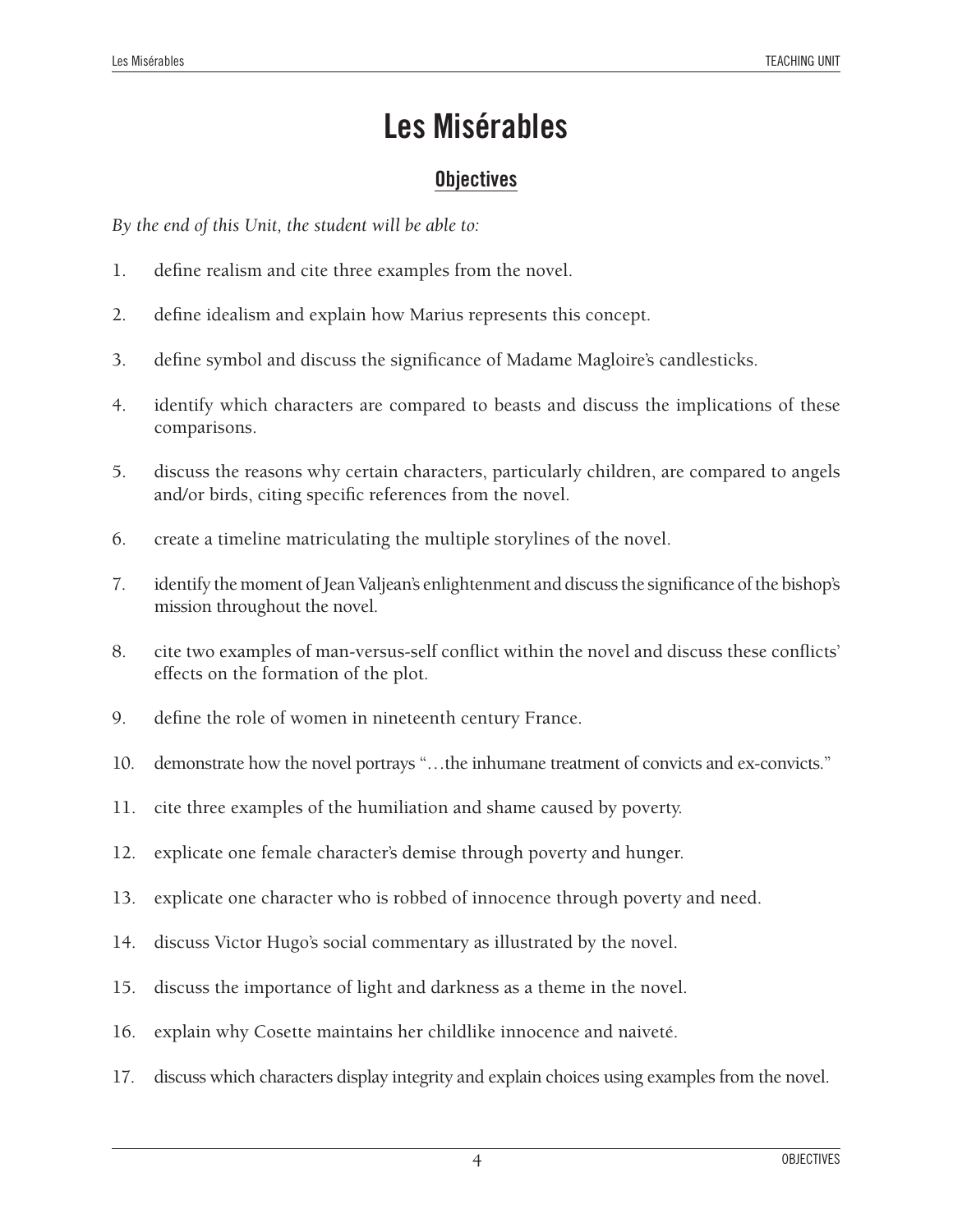# Les Misérables

## Objectives

*By the end of this Unit, the student will be able to:*

1. define realism and cite three examples from the novel.
2. define idealism and explain how Marius represents this concept.
3. define symbol and discuss the significance of Madame Magloire's candlesticks.
4. identify which characters are compared to beasts and discuss the implications of these comparisons.
5. discuss the reasons why certain characters, particularly children, are compared to angels and/or birds, citing specific references from the novel.
6. create a timeline matriculating the multiple storylines of the novel.
7. identify the moment of Jean Valjean's enlightenment and discuss the significance of the bishop's mission throughout the novel.
8. cite two examples of man-versus-self conflict within the novel and discuss these conflicts' effects on the formation of the plot.
9. define the role of women in nineteenth century France.
10. demonstrate how the novel portrays "…the inhumane treatment of convicts and ex-convicts."
11. cite three examples of the humiliation and shame caused by poverty.
12. explicate one female character's demise through poverty and hunger.
13. explicate one character who is robbed of innocence through poverty and need.
14. discuss Victor Hugo's social commentary as illustrated by the novel.
15. discuss the importance of light and darkness as a theme in the novel.
16. explain why Cosette maintains her childlike innocence and naiveté.
17. discuss which characters display integrity and explain choices using examples from the novel.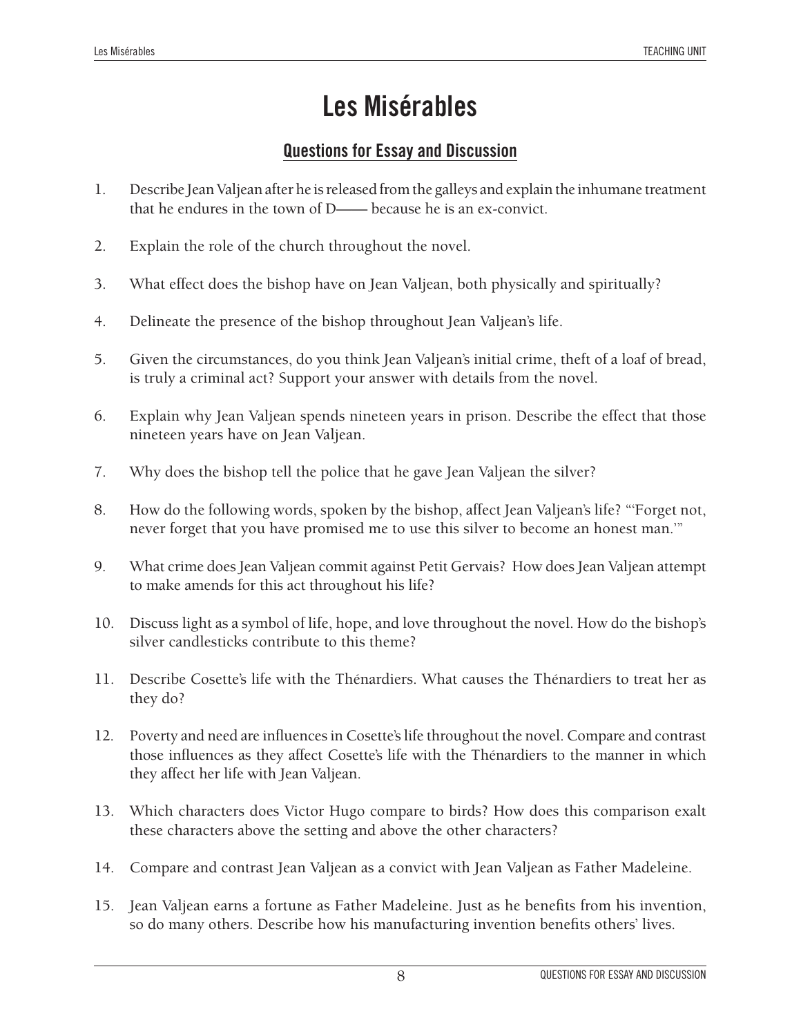# Les Misérables

## Questions for Essay and Discussion

1. Describe Jean Valjean after he is released from the galleys and explain the inhumane treatment that he endures in the town of D—— because he is an ex-convict.

2. Explain the role of the church throughout the novel.

3. What effect does the bishop have on Jean Valjean, both physically and spiritually?

4. Delineate the presence of the bishop throughout Jean Valjean's life.

5. Given the circumstances, do you think Jean Valjean's initial crime, theft of a loaf of bread, is truly a criminal act? Support your answer with details from the novel.

6. Explain why Jean Valjean spends nineteen years in prison. Describe the effect that those nineteen years have on Jean Valjean.

7. Why does the bishop tell the police that he gave Jean Valjean the silver?

8. How do the following words, spoken by the bishop, affect Jean Valjean's life? "'Forget not, never forget that you have promised me to use this silver to become an honest man.'"

9. What crime does Jean Valjean commit against Petit Gervais? How does Jean Valjean attempt to make amends for this act throughout his life?

10. Discuss light as a symbol of life, hope, and love throughout the novel. How do the bishop's silver candlesticks contribute to this theme?

11. Describe Cosette's life with the Thénardiers. What causes the Thénardiers to treat her as they do?

12. Poverty and need are influences in Cosette's life throughout the novel. Compare and contrast those influences as they affect Cosette's life with the Thénardiers to the manner in which they affect her life with Jean Valjean.

13. Which characters does Victor Hugo compare to birds? How does this comparison exalt these characters above the setting and above the other characters?

14. Compare and contrast Jean Valjean as a convict with Jean Valjean as Father Madeleine.

15. Jean Valjean earns a fortune as Father Madeleine. Just as he benefits from his invention, so do many others. Describe how his manufacturing invention benefits others' lives.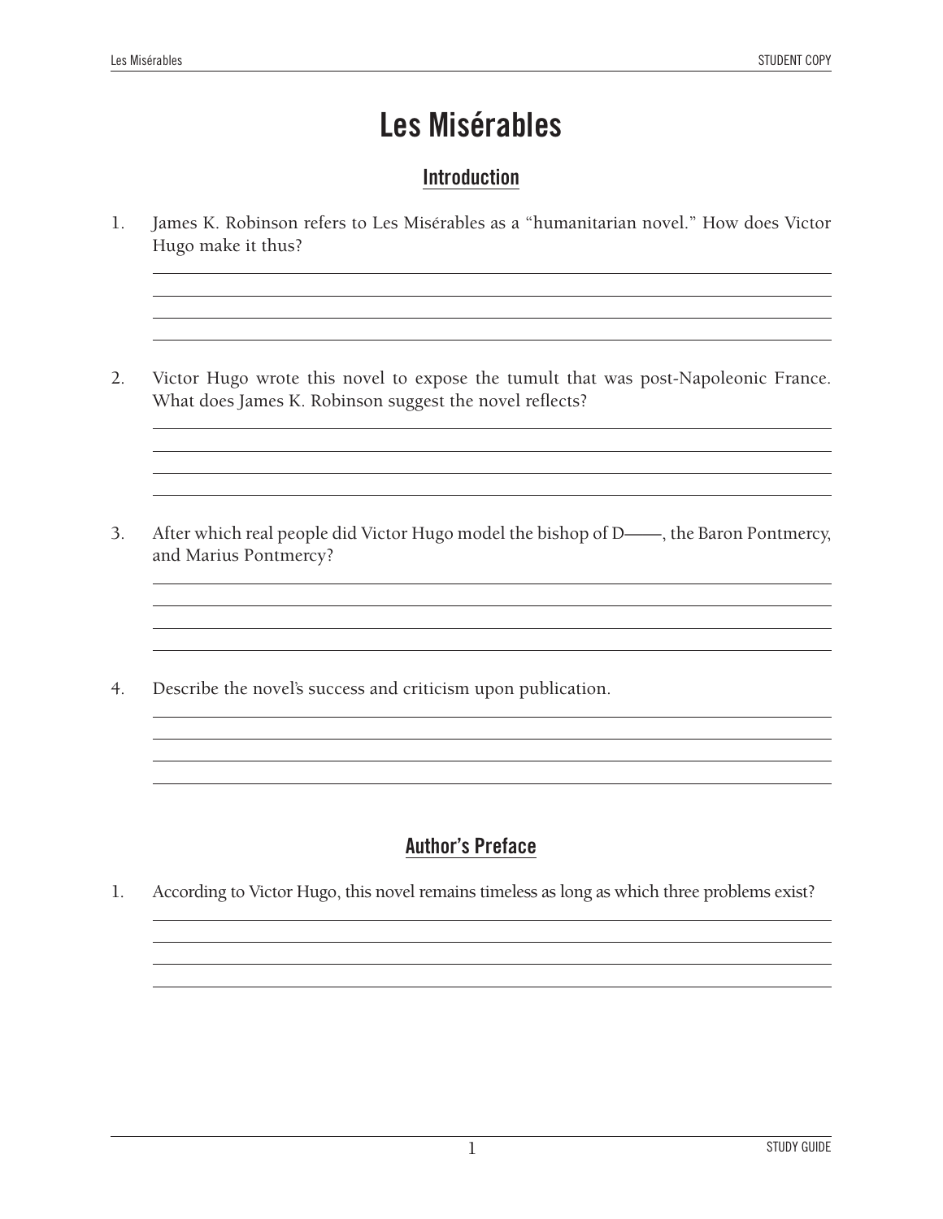# Les Misérables

## Introduction

1. James K. Robinson refers to Les Misérables as a "humanitarian novel." How does Victor Hugo make it thus?

2. Victor Hugo wrote this novel to expose the tumult that was post-Napoleonic France. What does James K. Robinson suggest the novel reflects?

3. After which real people did Victor Hugo model the bishop of D——, the Baron Pontmercy, and Marius Pontmercy?

4. Describe the novel's success and criticism upon publication.

## Author's Preface

1. According to Victor Hugo, this novel remains timeless as long as which three problems exist?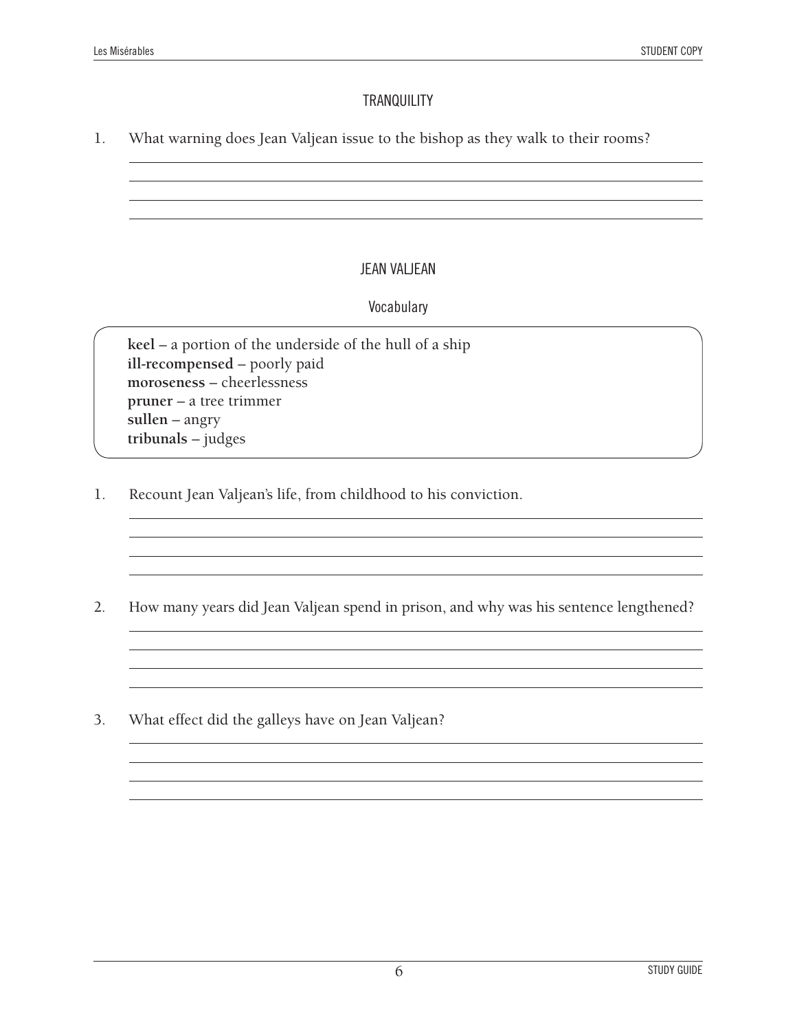## TRANQUILITY

1. What warning does Jean Valjean issue to the bishop as they walk to their rooms?

## JEAN VALJEAN

### Vocabulary

**keel** – a portion of the underside of the hull of a ship
**ill-recompensed** – poorly paid
**moroseness** – cheerlessness
**pruner** – a tree trimmer
**sullen** – angry
**tribunals** – judges

1. Recount Jean Valjean's life, from childhood to his conviction.

2. How many years did Jean Valjean spend in prison, and why was his sentence lengthened?

3. What effect did the galleys have on Jean Valjean?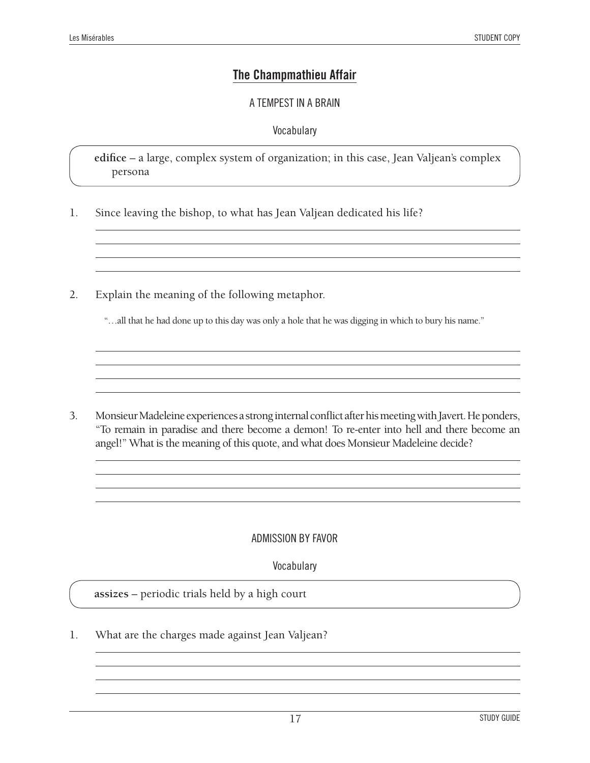## The Champmathieu Affair

### A TEMPEST IN A BRAIN

Vocabulary

**edifice** – a large, complex system of organization; in this case, Jean Valjean's complex persona

1. Since leaving the bishop, to what has Jean Valjean dedicated his life?

2. Explain the meaning of the following metaphor.

   "…all that he had done up to this day was only a hole that he was digging in which to bury his name."

3. Monsieur Madeleine experiences a strong internal conflict after his meeting with Javert. He ponders, "To remain in paradise and there become a demon! To re-enter into hell and there become an angel!" What is the meaning of this quote, and what does Monsieur Madeleine decide?

### ADMISSION BY FAVOR

Vocabulary

**assizes** – periodic trials held by a high court

1. What are the charges made against Jean Valjean?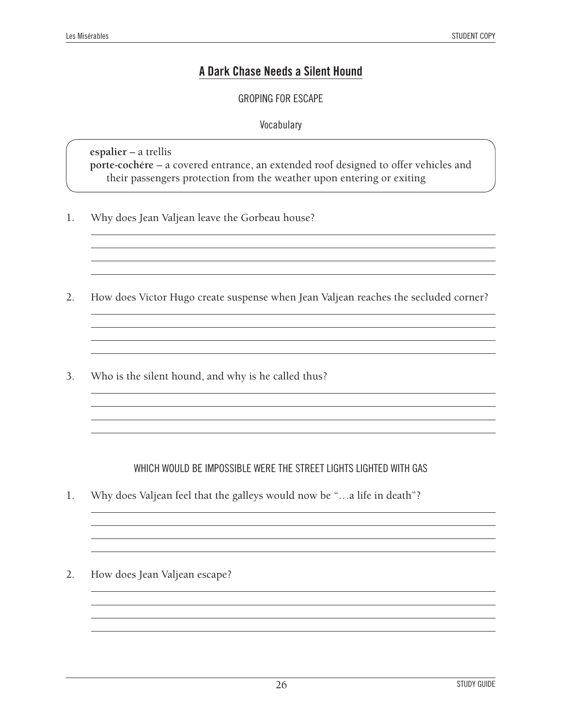## A Dark Chase Needs a Silent Hound

### GROPING FOR ESCAPE

Vocabulary

**espalier** – a trellis
**porte-cochére** – a covered entrance, an extended roof designed to offer vehicles and their passengers protection from the weather upon entering or exiting

1. Why does Jean Valjean leave the Gorbeau house?

2. How does Victor Hugo create suspense when Jean Valjean reaches the secluded corner?

3. Who is the silent hound, and why is he called thus?

### WHICH WOULD BE IMPOSSIBLE WERE THE STREET LIGHTS LIGHTED WITH GAS

1. Why does Valjean feel that the galleys would now be "…a life in death"?

2. How does Jean Valjean escape?